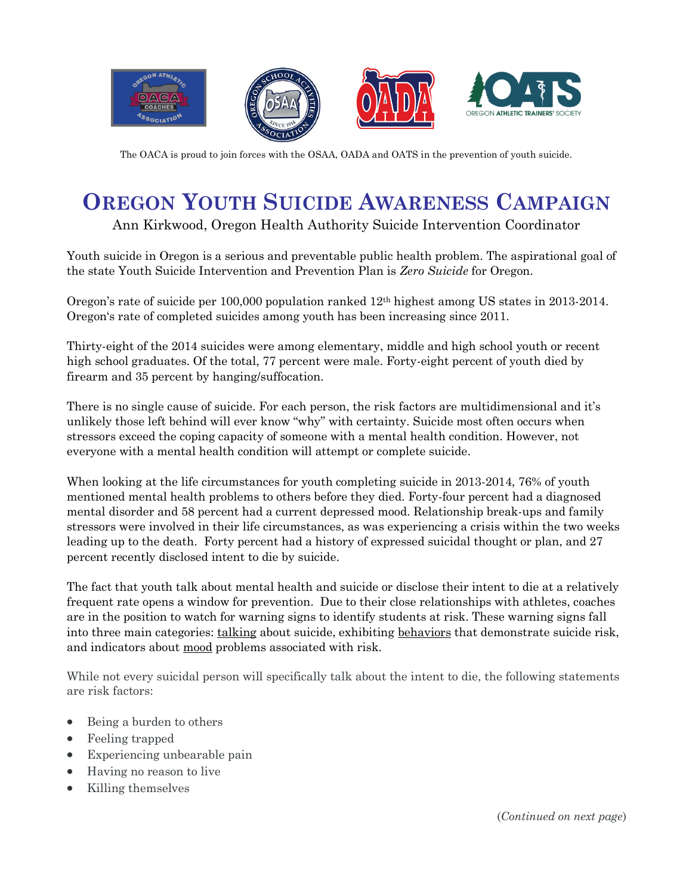The OACA is proud to join forces with the OSAA, OADA and OATS in the prevention of youth suicide.

# OREGON YOUTH SUICIDE AWARENESS CAMPAIGN

Ann Kirkwood, Oregon Health Authority Suicide Intervention Coordinator

Youth suicide in Oregon is a serious and preventable public health problem. The aspirational goal of the state Youth Suicide Intervention and Prevention Plan is *Zero Suicide* for Oregon.

Oregon's rate of suicide per 100,000 population ranked 12th highest among US states in 2013-2014. Oregon's rate of completed suicides among youth has been increasing since 2011.

Thirty-eight of the 2014 suicides were among elementary, middle and high school youth or recent high school graduates. Of the total, 77 percent were male. Forty-eight percent of youth died by firearm and 35 percent by hanging/suffocation.

There is no single cause of suicide. For each person, the risk factors are multidimensional and it's unlikely those left behind will ever know "why" with certainty. Suicide most often occurs when stressors exceed the coping capacity of someone with a mental health condition. However, not everyone with a mental health condition will attempt or complete suicide.

When looking at the life circumstances for youth completing suicide in 2013-2014, 76% of youth mentioned mental health problems to others before they died. Forty-four percent had a diagnosed mental disorder and 58 percent had a current depressed mood. Relationship break-ups and family stressors were involved in their life circumstances, as was experiencing a crisis within the two weeks leading up to the death. Forty percent had a history of expressed suicidal thought or plan, and 27 percent recently disclosed intent to die by suicide.

The fact that youth talk about mental health and suicide or disclose their intent to die at a relatively frequent rate opens a window for prevention. Due to their close relationships with athletes, coaches are in the position to watch for warning signs to identify students at risk. These warning signs fall into three main categories: talking about suicide, exhibiting behaviors that demonstrate suicide risk, and indicators about mood problems associated with risk.

While not every suicidal person will specifically talk about the intent to die, the following statements are risk factors:

- Being a burden to others
- Feeling trapped
- Experiencing unbearable pain
- Having no reason to live
- Killing themselves

(*Continued on next page*)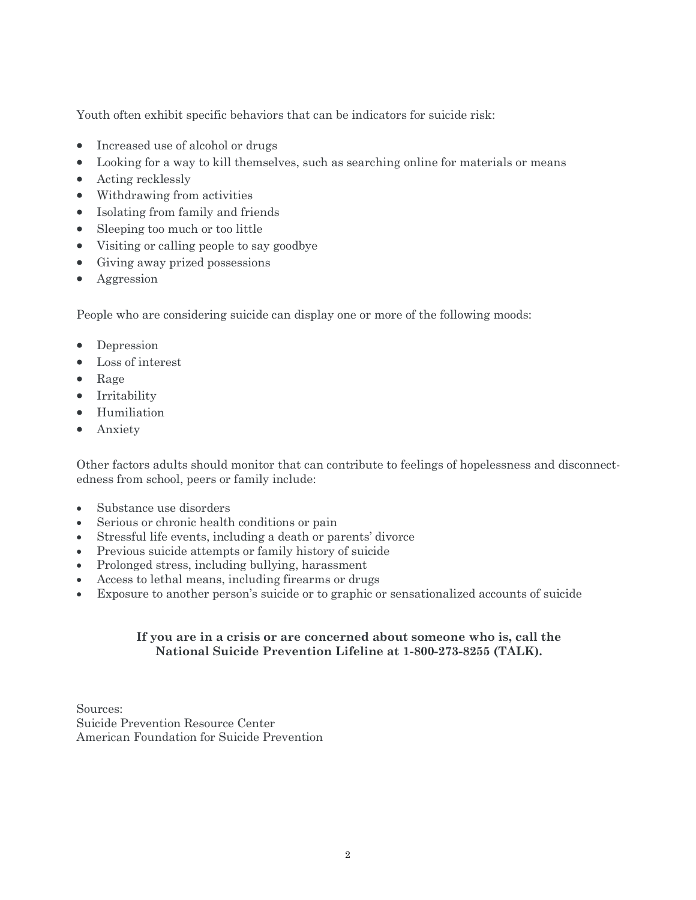Youth often exhibit specific behaviors that can be indicators for suicide risk:

- Increased use of alcohol or drugs
- Looking for a way to kill themselves, such as searching online for materials or means
- Acting recklessly
- Withdrawing from activities
- Isolating from family and friends
- Sleeping too much or too little
- Visiting or calling people to say goodbye
- Giving away prized possessions
- Aggression

People who are considering suicide can display one or more of the following moods:

- Depression
- Loss of interest
- Rage
- Irritability
- Humiliation
- Anxiety

Other factors adults should monitor that can contribute to feelings of hopelessness and disconnectedness from school, peers or family include:

- Substance use disorders
- Serious or chronic health conditions or pain
- Stressful life events, including a death or parents' divorce
- Previous suicide attempts or family history of suicide
- Prolonged stress, including bullying, harassment
- Access to lethal means, including firearms or drugs
- Exposure to another person's suicide or to graphic or sensationalized accounts of suicide

**If you are in a crisis or are concerned about someone who is, call the National Suicide Prevention Lifeline at 1-800-273-8255 (TALK).**

Sources:
Suicide Prevention Resource Center
American Foundation for Suicide Prevention